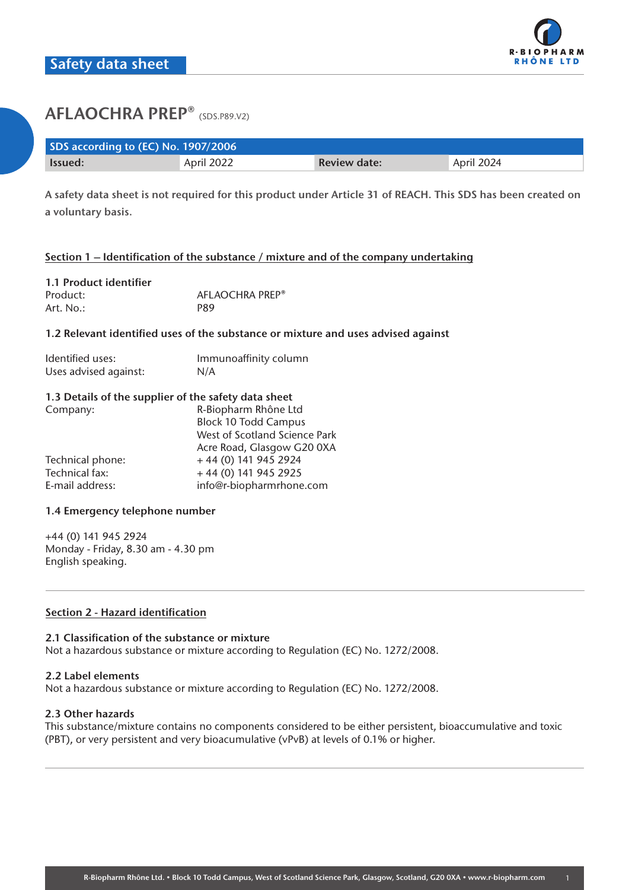Safety data sheet

# AFLAOCHRA PREP® (SDS.P89.V2)

| SDS according to (EC) No. 1907/2006 | | | |
|---|---|---|---|
| **Issued:** | April 2022 | **Review date:** | April 2024 |

**A safety data sheet is not required for this product under Article 31 of REACH. This SDS has been created on a voluntary basis.**

## Section 1 – Identification of the substance / mixture and of the company undertaking

### 1.1 Product identifier

Product: AFLAOCHRA PREP®
Art. No.: P89

### 1.2 Relevant identified uses of the substance or mixture and uses advised against

Identified uses: Immunoaffinity column
Uses advised against: N/A

### 1.3 Details of the supplier of the safety data sheet

Company: R-Biopharm Rhône Ltd
Block 10 Todd Campus
West of Scotland Science Park
Acre Road, Glasgow G20 0XA

Technical phone: + 44 (0) 141 945 2924
Technical fax: + 44 (0) 141 945 2925
E-mail address: info@r-biopharmrhone.com

### 1.4 Emergency telephone number

+44 (0) 141 945 2924
Monday - Friday, 8.30 am - 4.30 pm
English speaking.

## Section 2 - Hazard identification

### 2.1 Classification of the substance or mixture

Not a hazardous substance or mixture according to Regulation (EC) No. 1272/2008.

### 2.2 Label elements

Not a hazardous substance or mixture according to Regulation (EC) No. 1272/2008.

### 2.3 Other hazards

This substance/mixture contains no components considered to be either persistent, bioaccumulative and toxic (PBT), or very persistent and very bioacumulative (vPvB) at levels of 0.1% or higher.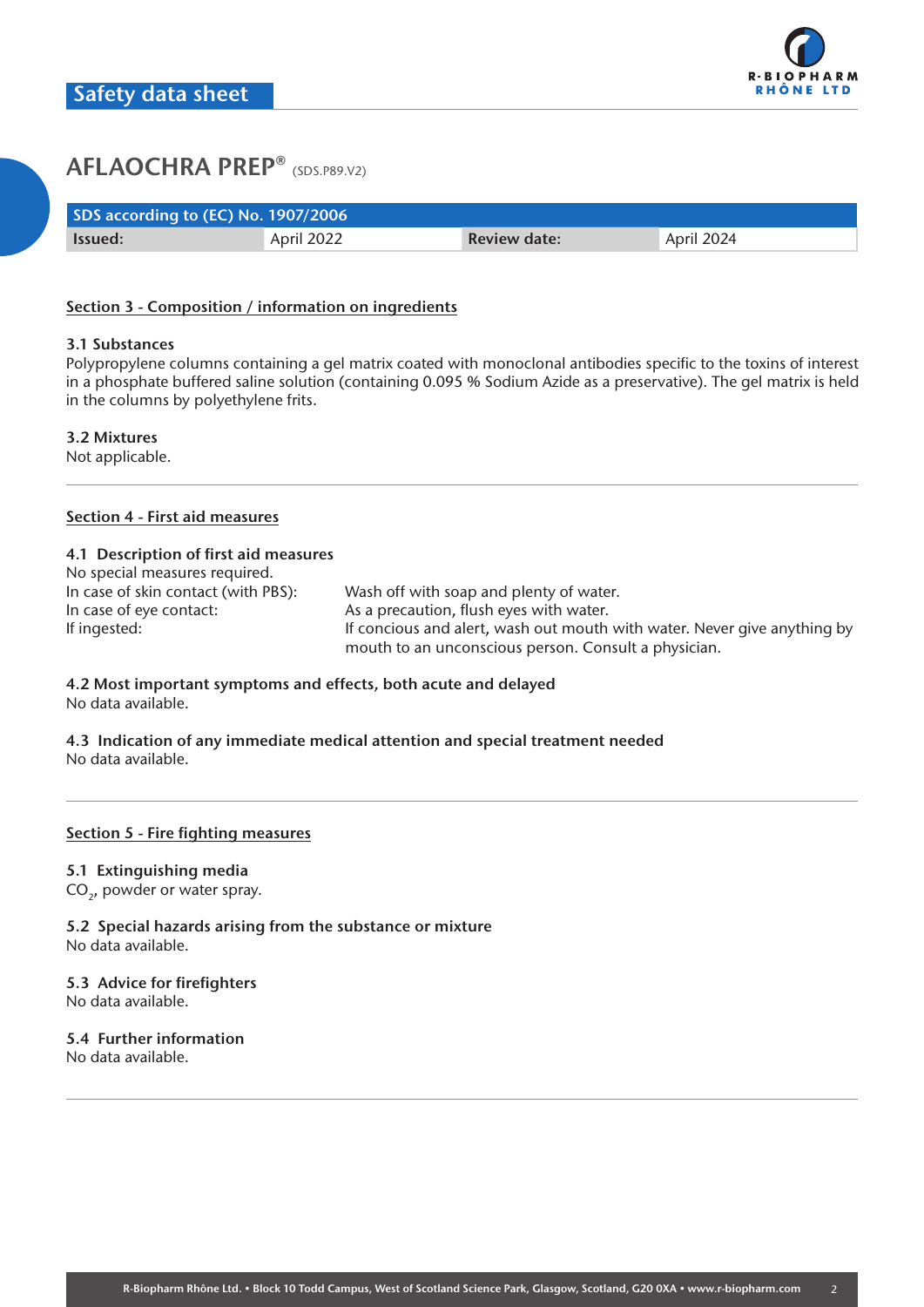# AFLAOCHRA PREP® (SDS.P89.V2)

| SDS according to (EC) No. 1907/2006 | | | |
|---|---|---|---|
| **Issued:** | April 2022 | **Review date:** | April 2024 |

## Section 3 - Composition / information on ingredients

### 3.1 Substances

Polypropylene columns containing a gel matrix coated with monoclonal antibodies specific to the toxins of interest in a phosphate buffered saline solution (containing 0.095 % Sodium Azide as a preservative). The gel matrix is held in the columns by polyethylene frits.

### 3.2 Mixtures

Not applicable.

## Section 4 - First aid measures

### 4.1 Description of first aid measures

No special measures required.

| | |
|---|---|
| In case of skin contact (with PBS): | Wash off with soap and plenty of water. |
| In case of eye contact: | As a precaution, flush eyes with water. |
| If ingested: | If concious and alert, wash out mouth with water. Never give anything by mouth to an unconscious person. Consult a physician. |

### 4.2 Most important symptoms and effects, both acute and delayed

No data available.

### 4.3 Indication of any immediate medical attention and special treatment needed

No data available.

## Section 5 - Fire fighting measures

### 5.1 Extinguishing media

$CO_2$, powder or water spray.

### 5.2 Special hazards arising from the substance or mixture

No data available.

### 5.3 Advice for firefighters

No data available.

### 5.4 Further information

No data available.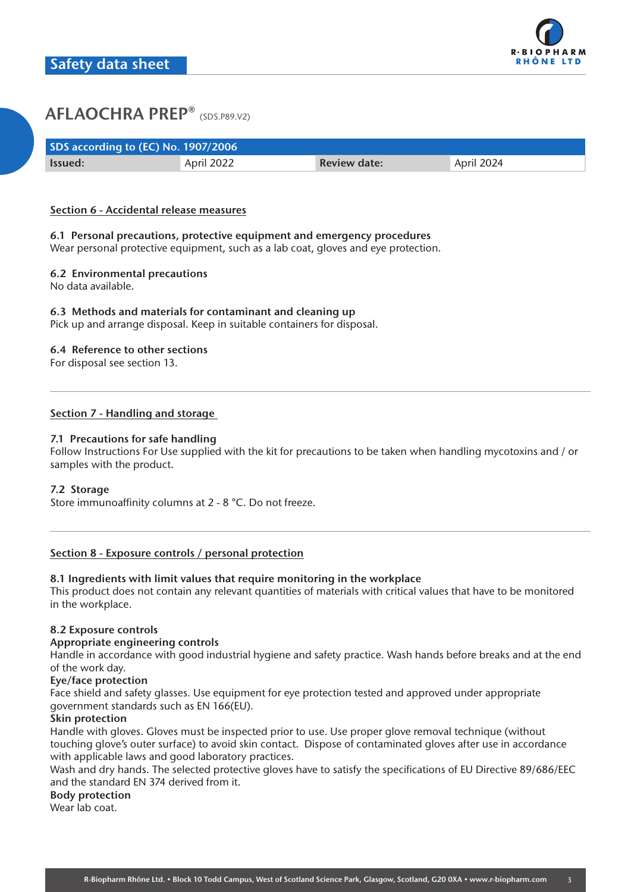# AFLAOCHRA PREP® (SDS.P89.V2)

| SDS according to (EC) No. 1907/2006 | | | |
|---|---|---|---|
| **Issued:** | April 2022 | **Review date:** | April 2024 |

## Section 6 - Accidental release measures

**6.1 Personal precautions, protective equipment and emergency procedures**
Wear personal protective equipment, such as a lab coat, gloves and eye protection.

**6.2 Environmental precautions**
No data available.

**6.3 Methods and materials for contaminant and cleaning up**
Pick up and arrange disposal. Keep in suitable containers for disposal.

**6.4 Reference to other sections**
For disposal see section 13.

---

## Section 7 - Handling and storage

**7.1 Precautions for safe handling**
Follow Instructions For Use supplied with the kit for precautions to be taken when handling mycotoxins and / or samples with the product.

**7.2 Storage**
Store immunoaffinity columns at 2 - 8 °C. Do not freeze.

---

## Section 8 - Exposure controls / personal protection

**8.1 Ingredients with limit values that require monitoring in the workplace**
This product does not contain any relevant quantities of materials with critical values that have to be monitored in the workplace.

**8.2 Exposure controls**
**Appropriate engineering controls**
Handle in accordance with good industrial hygiene and safety practice. Wash hands before breaks and at the end of the work day.
**Eye/face protection**
Face shield and safety glasses. Use equipment for eye protection tested and approved under appropriate government standards such as EN 166(EU).
**Skin protection**
Handle with gloves. Gloves must be inspected prior to use. Use proper glove removal technique (without touching glove's outer surface) to avoid skin contact. Dispose of contaminated gloves after use in accordance with applicable laws and good laboratory practices.
Wash and dry hands. The selected protective gloves have to satisfy the specifications of EU Directive 89/686/EEC and the standard EN 374 derived from it.
**Body protection**
Wear lab coat.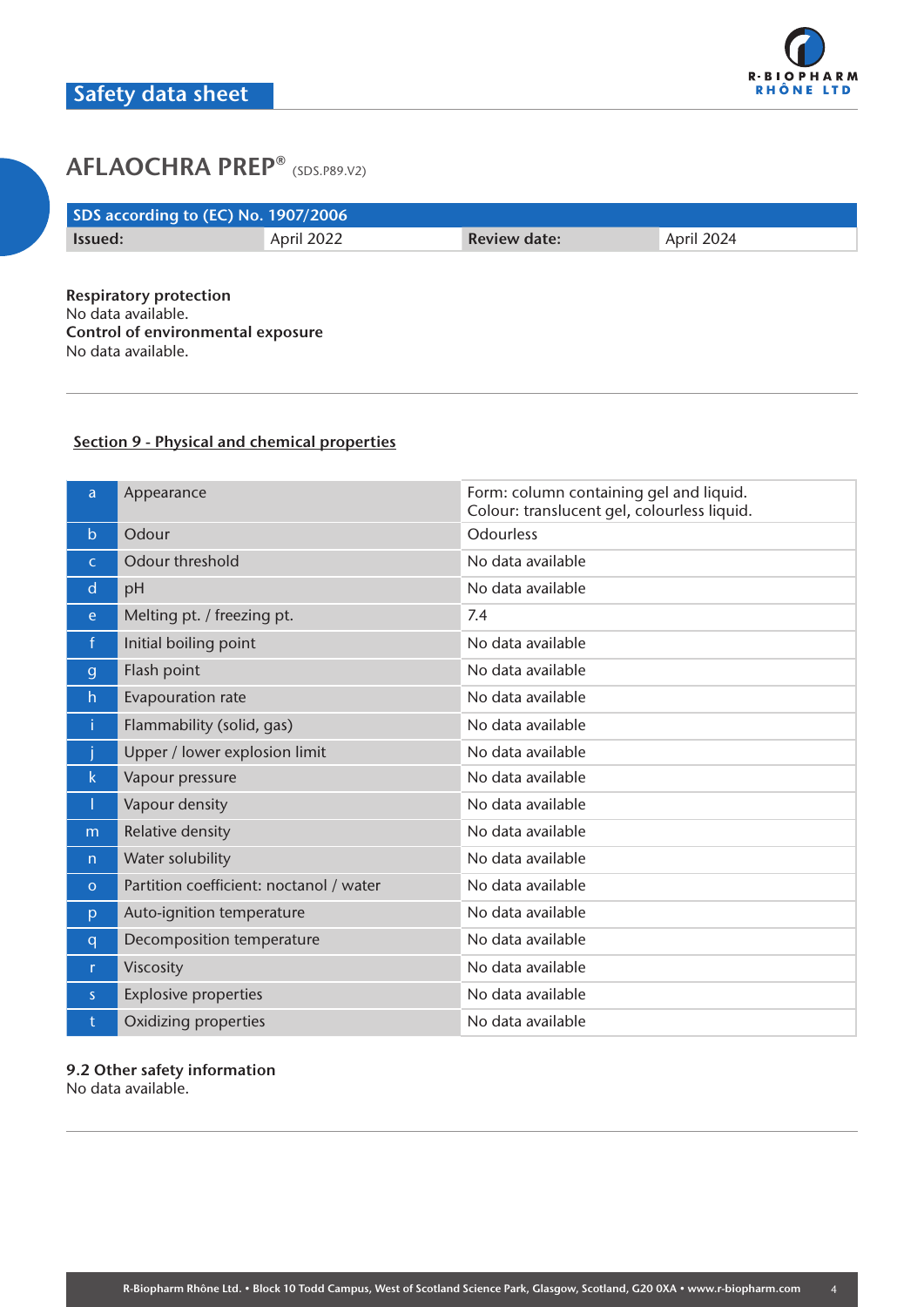# AFLAOCHRA PREP® (SDS.P89.V2)

| SDS according to (EC) No. 1907/2006 | | | |
|---|---|---|---|
| **Issued:** | April 2022 | **Review date:** | April 2024 |

**Respiratory protection**
No data available.
**Control of environmental exposure**
No data available.

## Section 9 - Physical and chemical properties

| | | |
|---|---|---|
| a | Appearance | Form: column containing gel and liquid.<br>Colour: translucent gel, colourless liquid. |
| b | Odour | Odourless |
| c | Odour threshold | No data available |
| d | pH | No data available |
| e | Melting pt. / freezing pt. | 7.4 |
| f | Initial boiling point | No data available |
| g | Flash point | No data available |
| h | Evapouration rate | No data available |
| i | Flammability (solid, gas) | No data available |
| j | Upper / lower explosion limit | No data available |
| k | Vapour pressure | No data available |
| l | Vapour density | No data available |
| m | Relative density | No data available |
| n | Water solubility | No data available |
| o | Partition coefficient: noctanol / water | No data available |
| p | Auto-ignition temperature | No data available |
| q | Decomposition temperature | No data available |
| r | Viscosity | No data available |
| s | Explosive properties | No data available |
| t | Oxidizing properties | No data available |

**9.2 Other safety information**
No data available.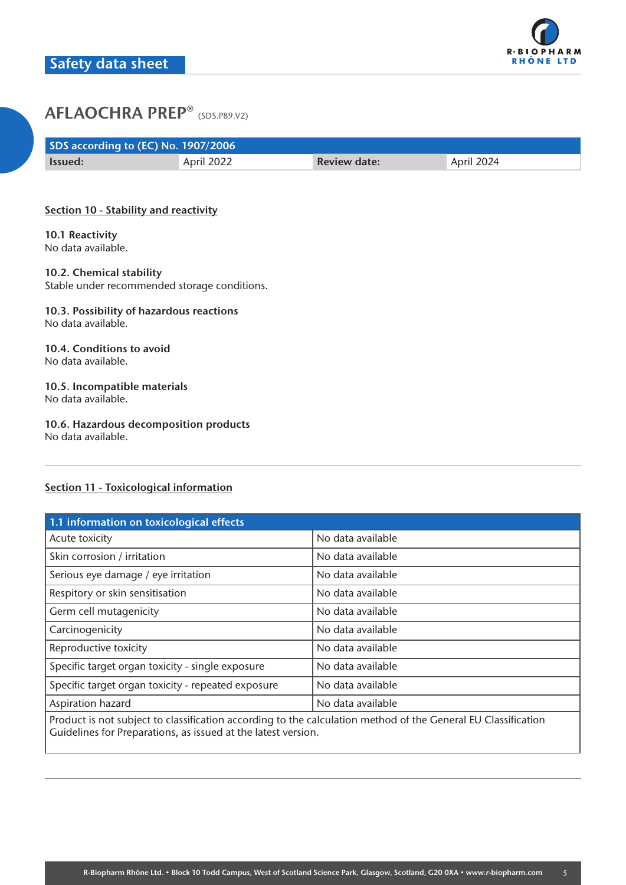# AFLAOCHRA PREP® (SDS.P89.V2)

| SDS according to (EC) No. 1907/2006 | | | |
|---|---|---|---|
| **Issued:** | April 2022 | **Review date:** | April 2024 |

## Section 10 - Stability and reactivity

**10.1 Reactivity**
No data available.

**10.2. Chemical stability**
Stable under recommended storage conditions.

**10.3. Possibility of hazardous reactions**
No data available.

**10.4. Conditions to avoid**
No data available.

**10.5. Incompatible materials**
No data available.

**10.6. Hazardous decomposition products**
No data available.

## Section 11 - Toxicological information

| 1.1 information on toxicological effects | |
|---|---|
| Acute toxicity | No data available |
| Skin corrosion / irritation | No data available |
| Serious eye damage / eye irritation | No data available |
| Respitory or skin sensitisation | No data available |
| Germ cell mutagenicity | No data available |
| Carcinogenicity | No data available |
| Reproductive toxicity | No data available |
| Specific target organ toxicity - single exposure | No data available |
| Specific target organ toxicity - repeated exposure | No data available |
| Aspiration hazard | No data available |
| Product is not subject to classification according to the calculation method of the General EU Classification Guidelines for Preparations, as issued at the latest version. | |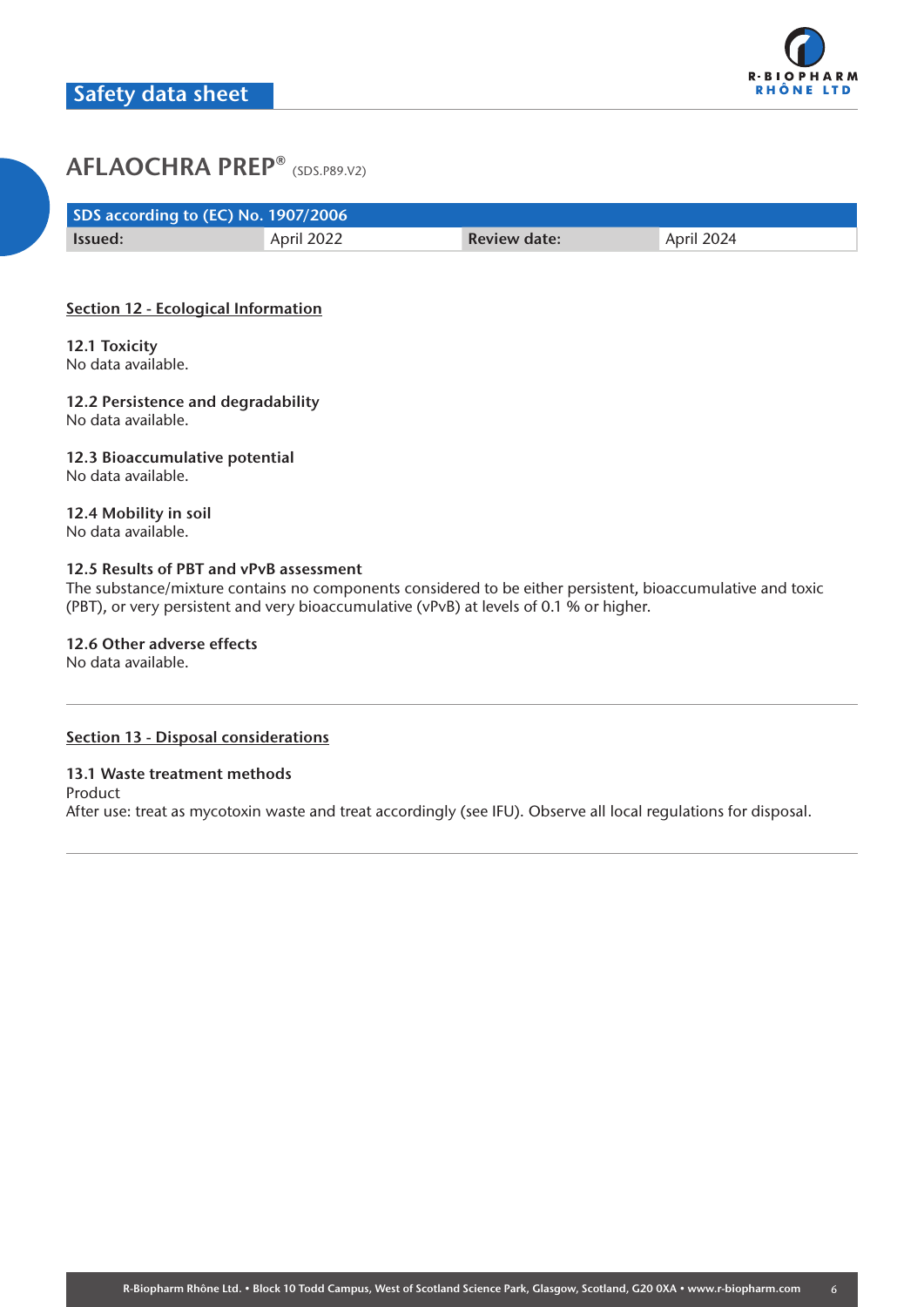## Safety data sheet

# AFLAOCHRA PREP® (SDS.P89.V2)

| SDS according to (EC) No. 1907/2006 | | | |
|---|---|---|---|
| **Issued:** | April 2022 | **Review date:** | April 2024 |

## Section 12 - Ecological Information

### 12.1 Toxicity
No data available.

### 12.2 Persistence and degradability
No data available.

### 12.3 Bioaccumulative potential
No data available.

### 12.4 Mobility in soil
No data available.

### 12.5 Results of PBT and vPvB assessment
The substance/mixture contains no components considered to be either persistent, bioaccumulative and toxic (PBT), or very persistent and very bioaccumulative (vPvB) at levels of 0.1 % or higher.

### 12.6 Other adverse effects
No data available.

---

## Section 13 - Disposal considerations

### 13.1 Waste treatment methods
Product
After use: treat as mycotoxin waste and treat accordingly (see IFU). Observe all local regulations for disposal.

---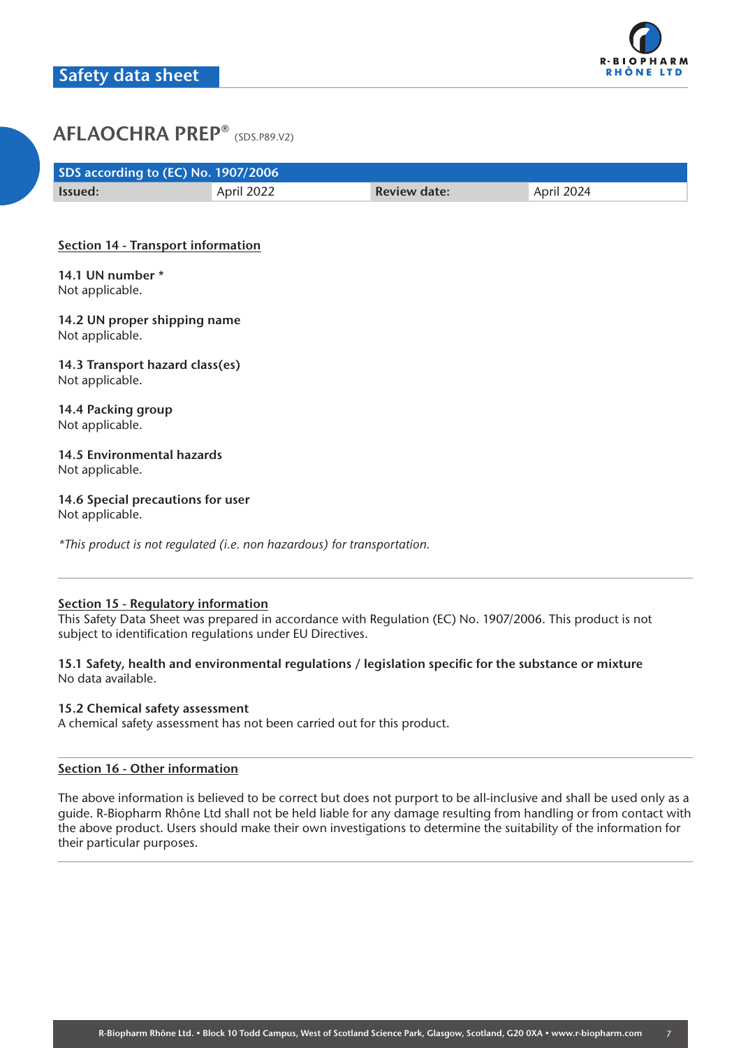# AFLAOCHRA PREP® (SDS.P89.V2)

| SDS according to (EC) No. 1907/2006 | | | |
|---|---|---|---|
| **Issued:** | April 2022 | **Review date:** | April 2024 |

## Section 14 - Transport information

**14.1 UN number ***
Not applicable.

**14.2 UN proper shipping name**
Not applicable.

**14.3 Transport hazard class(es)**
Not applicable.

**14.4 Packing group**
Not applicable.

**14.5 Environmental hazards**
Not applicable.

**14.6 Special precautions for user**
Not applicable.

**This product is not regulated (i.e. non hazardous) for transportation.*

---

## Section 15 - Regulatory information

This Safety Data Sheet was prepared in accordance with Regulation (EC) No. 1907/2006. This product is not subject to identification regulations under EU Directives.

**15.1 Safety, health and environmental regulations / legislation specific for the substance or mixture**
No data available.

**15.2 Chemical safety assessment**
A chemical safety assessment has not been carried out for this product.

---

## Section 16 - Other information

The above information is believed to be correct but does not purport to be all-inclusive and shall be used only as a guide. R-Biopharm Rhône Ltd shall not be held liable for any damage resulting from handling or from contact with the above product. Users should make their own investigations to determine the suitability of the information for their particular purposes.